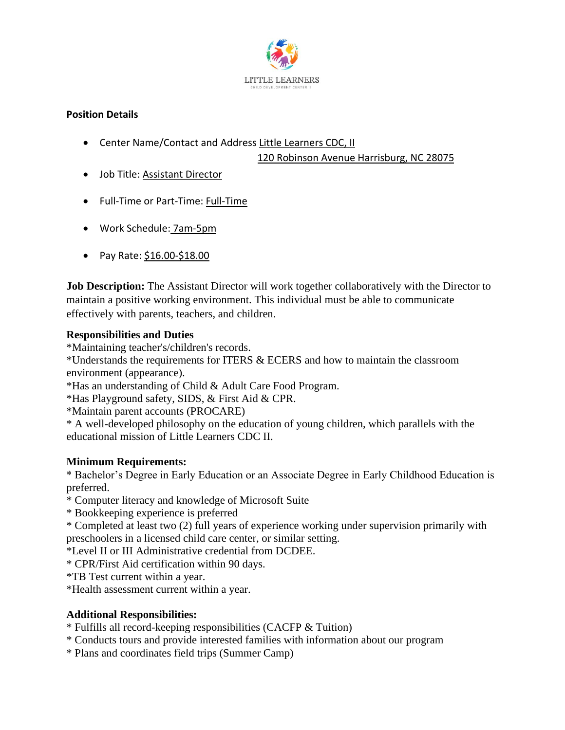LITTLE LEARNERS

CHILD DEVELOPMENT CENTER II

**Position Details**

- Center Name/Contact and Address Little Learners CDC, II
  120 Robinson Avenue Harrisburg, NC 28075
- Job Title: Assistant Director
- Full-Time or Part-Time: Full-Time
- Work Schedule: 7am-5pm
- Pay Rate: $16.00-$18.00

**Job Description:** The Assistant Director will work together collaboratively with the Director to maintain a positive working environment. This individual must be able to communicate effectively with parents, teachers, and children.

**Responsibilities and Duties**

*Maintaining teacher's/children's records.
*Understands the requirements for ITERS & ECERS and how to maintain the classroom environment (appearance).
*Has an understanding of Child & Adult Care Food Program.
*Has Playground safety, SIDS, & First Aid & CPR.
*Maintain parent accounts (PROCARE)
* A well-developed philosophy on the education of young children, which parallels with the educational mission of Little Learners CDC II.

**Minimum Requirements:**

* Bachelor's Degree in Early Education or an Associate Degree in Early Childhood Education is preferred.
* Computer literacy and knowledge of Microsoft Suite
* Bookkeeping experience is preferred
* Completed at least two (2) full years of experience working under supervision primarily with preschoolers in a licensed child care center, or similar setting.
*Level II or III Administrative credential from DCDEE.
* CPR/First Aid certification within 90 days.
*TB Test current within a year.
*Health assessment current within a year.

**Additional Responsibilities:**

* Fulfills all record-keeping responsibilities (CACFP & Tuition)
* Conducts tours and provide interested families with information about our program
* Plans and coordinates field trips (Summer Camp)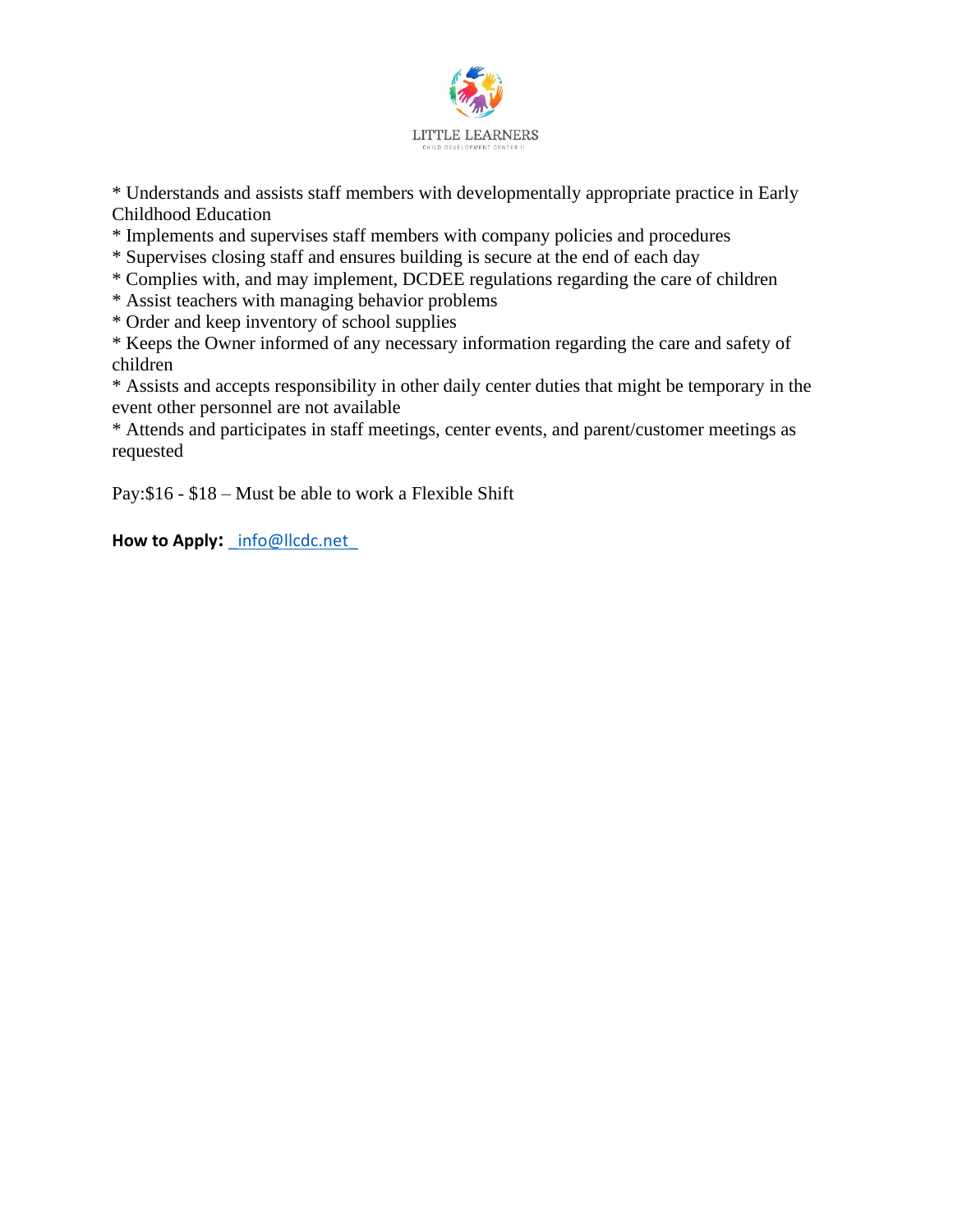LITTLE LEARNERS

CHILD DEVELOPMENT CENTER II

* Understands and assists staff members with developmentally appropriate practice in Early Childhood Education
* Implements and supervises staff members with company policies and procedures
* Supervises closing staff and ensures building is secure at the end of each day
* Complies with, and may implement, DCDEE regulations regarding the care of children
* Assist teachers with managing behavior problems
* Order and keep inventory of school supplies
* Keeps the Owner informed of any necessary information regarding the care and safety of children
* Assists and accepts responsibility in other daily center duties that might be temporary in the event other personnel are not available
* Attends and participates in staff meetings, center events, and parent/customer meetings as requested

Pay:$16 - $18 – Must be able to work a Flexible Shift

**How to Apply:** info@llcdc.net